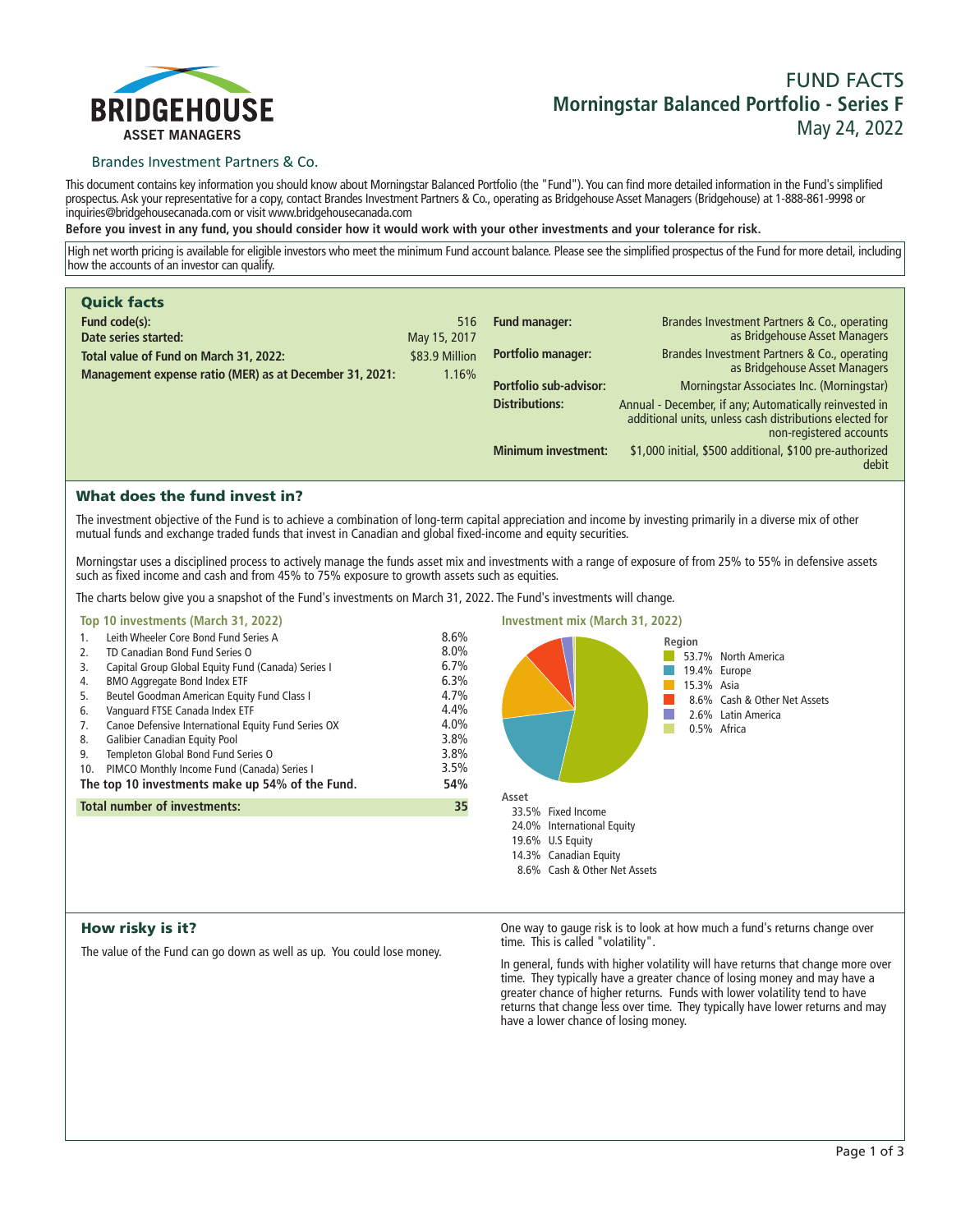BRIDGEHOUSE
ASSET MANAGERS

Brandes Investment Partners & Co.

# FUND FACTS
## Morningstar Balanced Portfolio - Series F
May 24, 2022

This document contains key information you should know about Morningstar Balanced Portfolio (the "Fund"). You can find more detailed information in the Fund's simplified prospectus. Ask your representative for a copy, contact Brandes Investment Partners & Co., operating as Bridgehouse Asset Managers (Bridgehouse) at 1-888-861-9998 or inquiries@bridgehousecanada.com or visit www.bridgehousecanada.com

**Before you invest in any fund, you should consider how it would work with your other investments and your tolerance for risk.**

High net worth pricing is available for eligible investors who meet the minimum Fund account balance. Please see the simplified prospectus of the Fund for more detail, including how the accounts of an investor can qualify.

## Quick facts

| | |
|---|---|
| **Fund code(s):** | 516 |
| **Date series started:** | May 15, 2017 |
| **Total value of Fund on March 31, 2022:** | $83.9 Million |
| **Management expense ratio (MER) as at December 31, 2021:** | 1.16% |
| **Fund manager:** | Brandes Investment Partners & Co., operating as Bridgehouse Asset Managers |
| **Portfolio manager:** | Brandes Investment Partners & Co., operating as Bridgehouse Asset Managers |
| **Portfolio sub-advisor:** | Morningstar Associates Inc. (Morningstar) |
| **Distributions:** | Annual - December, if any; Automatically reinvested in additional units, unless cash distributions elected for non-registered accounts |
| **Minimum investment:** | $1,000 initial, $500 additional, $100 pre-authorized debit |

## What does the fund invest in?

The investment objective of the Fund is to achieve a combination of long-term capital appreciation and income by investing primarily in a diverse mix of other mutual funds and exchange traded funds that invest in Canadian and global fixed-income and equity securities.

Morningstar uses a disciplined process to actively manage the funds asset mix and investments with a range of exposure of from 25% to 55% in defensive assets such as fixed income and cash and from 45% to 75% exposure to growth assets such as equities.

The charts below give you a snapshot of the Fund's investments on March 31, 2022. The Fund's investments will change.

### Top 10 investments (March 31, 2022)

| | | |
|---|---|---|
| 1. | Leith Wheeler Core Bond Fund Series A | 8.6% |
| 2. | TD Canadian Bond Fund Series O | 8.0% |
| 3. | Capital Group Global Equity Fund (Canada) Series I | 6.7% |
| 4. | BMO Aggregate Bond Index ETF | 6.3% |
| 5. | Beutel Goodman American Equity Fund Class I | 4.7% |
| 6. | Vanguard FTSE Canada Index ETF | 4.4% |
| 7. | Canoe Defensive International Equity Fund Series OX | 4.0% |
| 8. | Galibier Canadian Equity Pool | 3.8% |
| 9. | Templeton Global Bond Fund Series O | 3.8% |
| 10. | PIMCO Monthly Income Fund (Canada) Series I | 3.5% |
| | **The top 10 investments make up 54% of the Fund.** | **54%** |
| | **Total number of investments:** | **35** |

### Investment mix (March 31, 2022)

**Region**
53.7% North America
19.4% Europe
15.3% Asia
8.6% Cash & Other Net Assets
2.6% Latin America
0.5% Africa

**Asset**
33.5% Fixed Income
24.0% International Equity
19.6% U.S Equity
14.3% Canadian Equity
8.6% Cash & Other Net Assets

## How risky is it?

The value of the Fund can go down as well as up. You could lose money.

One way to gauge risk is to look at how much a fund's returns change over time. This is called "volatility".

In general, funds with higher volatility will have returns that change more over time. They typically have a greater chance of losing money and may have a greater chance of higher returns. Funds with lower volatility tend to have returns that change less over time. They typically have lower returns and may have a lower chance of losing money.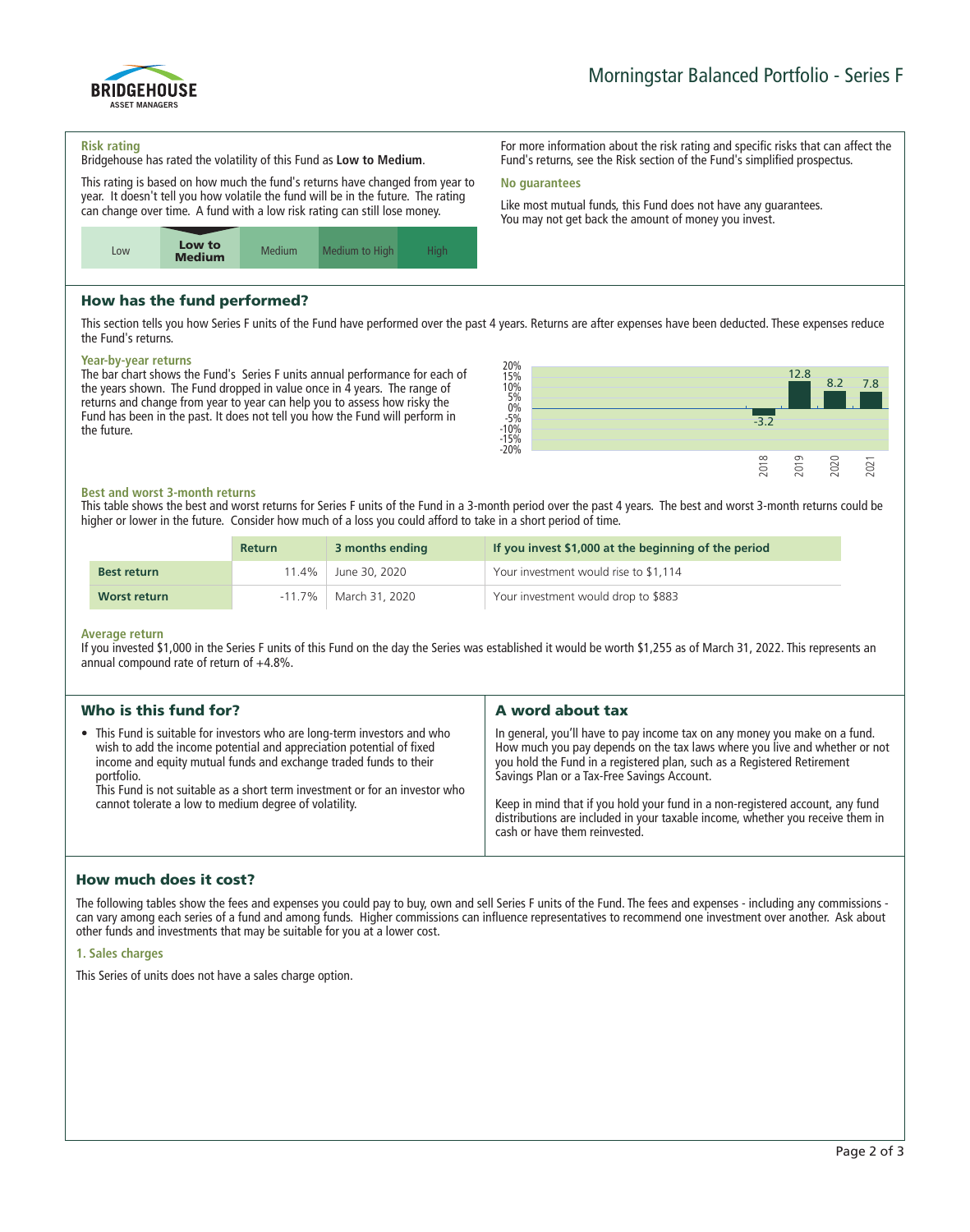# Morningstar Balanced Portfolio - Series F

BRIDGEHOUSE ASSET MANAGERS

### Risk rating

Bridgehouse has rated the volatility of this Fund as **Low to Medium**.

This rating is based on how much the fund's returns have changed from year to year. It doesn't tell you how volatile the fund will be in the future. The rating can change over time. A fund with a low risk rating can still lose money.

Low | **Low to Medium** | Medium | Medium to High | High

For more information about the risk rating and specific risks that can affect the Fund's returns, see the Risk section of the Fund's simplified prospectus.

### No guarantees

Like most mutual funds, this Fund does not have any guarantees. You may not get back the amount of money you invest.

## How has the fund performed?

This section tells you how Series F units of the Fund have performed over the past 4 years. Returns are after expenses have been deducted. These expenses reduce the Fund's returns.

### Year-by-year returns

The bar chart shows the Fund's Series F units annual performance for each of the years shown. The Fund dropped in value once in 4 years. The range of returns and change from year to year can help you to assess how risky the Fund has been in the past. It does not tell you how the Fund will perform in the future.

20%
15%
10%
5%
0%
-5%
-10%
-15%
-20%

-3.2
12.8
8.2
7.8

2018
2019
2020
2021

### Best and worst 3-month returns

This table shows the best and worst returns for Series F units of the Fund in a 3-month period over the past 4 years. The best and worst 3-month returns could be higher or lower in the future. Consider how much of a loss you could afford to take in a short period of time.

| | Return | 3 months ending | If you invest $1,000 at the beginning of the period |
|---|---|---|---|
| **Best return** | 11.4% | June 30, 2020 | Your investment would rise to $1,114 |
| **Worst return** | -11.7% | March 31, 2020 | Your investment would drop to $883 |

### Average return

If you invested $1,000 in the Series F units of this Fund on the day the Series was established it would be worth $1,255 as of March 31, 2022. This represents an annual compound rate of return of +4.8%.

## Who is this fund for?

- This Fund is suitable for investors who are long-term investors and who wish to add the income potential and appreciation potential of fixed income and equity mutual funds and exchange traded funds to their portfolio.
  This Fund is not suitable as a short term investment or for an investor who cannot tolerate a low to medium degree of volatility.

## A word about tax

In general, you'll have to pay income tax on any money you make on a fund. How much you pay depends on the tax laws where you live and whether or not you hold the Fund in a registered plan, such as a Registered Retirement Savings Plan or a Tax-Free Savings Account.

Keep in mind that if you hold your fund in a non-registered account, any fund distributions are included in your taxable income, whether you receive them in cash or have them reinvested.

## How much does it cost?

The following tables show the fees and expenses you could pay to buy, own and sell Series F units of the Fund. The fees and expenses - including any commissions - can vary among each series of a fund and among funds. Higher commissions can influence representatives to recommend one investment over another. Ask about other funds and investments that may be suitable for you at a lower cost.

### 1. Sales charges

This Series of units does not have a sales charge option.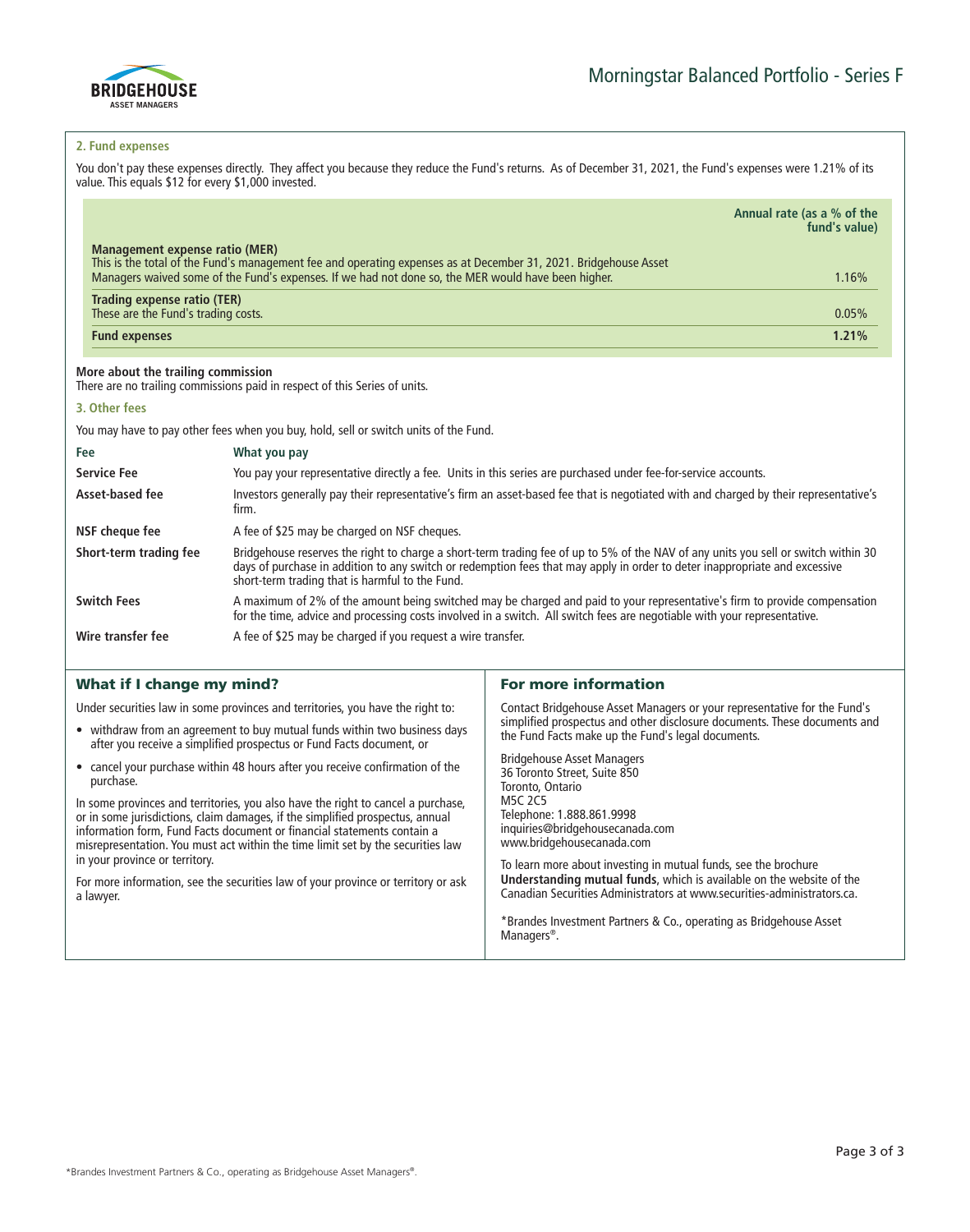### 2. Fund expenses

You don't pay these expenses directly. They affect you because they reduce the Fund's returns. As of December 31, 2021, the Fund's expenses were 1.21% of its value. This equals $12 for every $1,000 invested.

| | Annual rate (as a % of the fund's value) |
|---|---|
| **Management expense ratio (MER)**<br>This is the total of the Fund's management fee and operating expenses as at December 31, 2021. Bridgehouse Asset Managers waived some of the Fund's expenses. If we had not done so, the MER would have been higher. | 1.16% |
| **Trading expense ratio (TER)**<br>These are the Fund's trading costs. | 0.05% |
| **Fund expenses** | **1.21%** |

**More about the trailing commission**

There are no trailing commissions paid in respect of this Series of units.

### 3. Other fees

You may have to pay other fees when you buy, hold, sell or switch units of the Fund.

| Fee | What you pay |
|---|---|
| **Service Fee** | You pay your representative directly a fee. Units in this series are purchased under fee-for-service accounts. |
| **Asset-based fee** | Investors generally pay their representative's firm an asset-based fee that is negotiated with and charged by their representative's firm. |
| **NSF cheque fee** | A fee of $25 may be charged on NSF cheques. |
| **Short-term trading fee** | Bridgehouse reserves the right to charge a short-term trading fee of up to 5% of the NAV of any units you sell or switch within 30 days of purchase in addition to any switch or redemption fees that may apply in order to deter inappropriate and excessive short-term trading that is harmful to the Fund. |
| **Switch Fees** | A maximum of 2% of the amount being switched may be charged and paid to your representative's firm to provide compensation for the time, advice and processing costs involved in a switch. All switch fees are negotiable with your representative. |
| **Wire transfer fee** | A fee of $25 may be charged if you request a wire transfer. |

## What if I change my mind?

Under securities law in some provinces and territories, you have the right to:

- withdraw from an agreement to buy mutual funds within two business days after you receive a simplified prospectus or Fund Facts document, or
- cancel your purchase within 48 hours after you receive confirmation of the purchase.

In some provinces and territories, you also have the right to cancel a purchase, or in some jurisdictions, claim damages, if the simplified prospectus, annual information form, Fund Facts document or financial statements contain a misrepresentation. You must act within the time limit set by the securities law in your province or territory.

For more information, see the securities law of your province or territory or ask a lawyer.

## For more information

Contact Bridgehouse Asset Managers or your representative for the Fund's simplified prospectus and other disclosure documents. These documents and the Fund Facts make up the Fund's legal documents.

Bridgehouse Asset Managers
36 Toronto Street, Suite 850
Toronto, Ontario
M5C 2C5
Telephone: 1.888.861.9998
inquiries@bridgehousecanada.com
www.bridgehousecanada.com

To learn more about investing in mutual funds, see the brochure **Understanding mutual funds**, which is available on the website of the Canadian Securities Administrators at www.securities-administrators.ca.

*Brandes Investment Partners & Co., operating as Bridgehouse Asset Managers®.